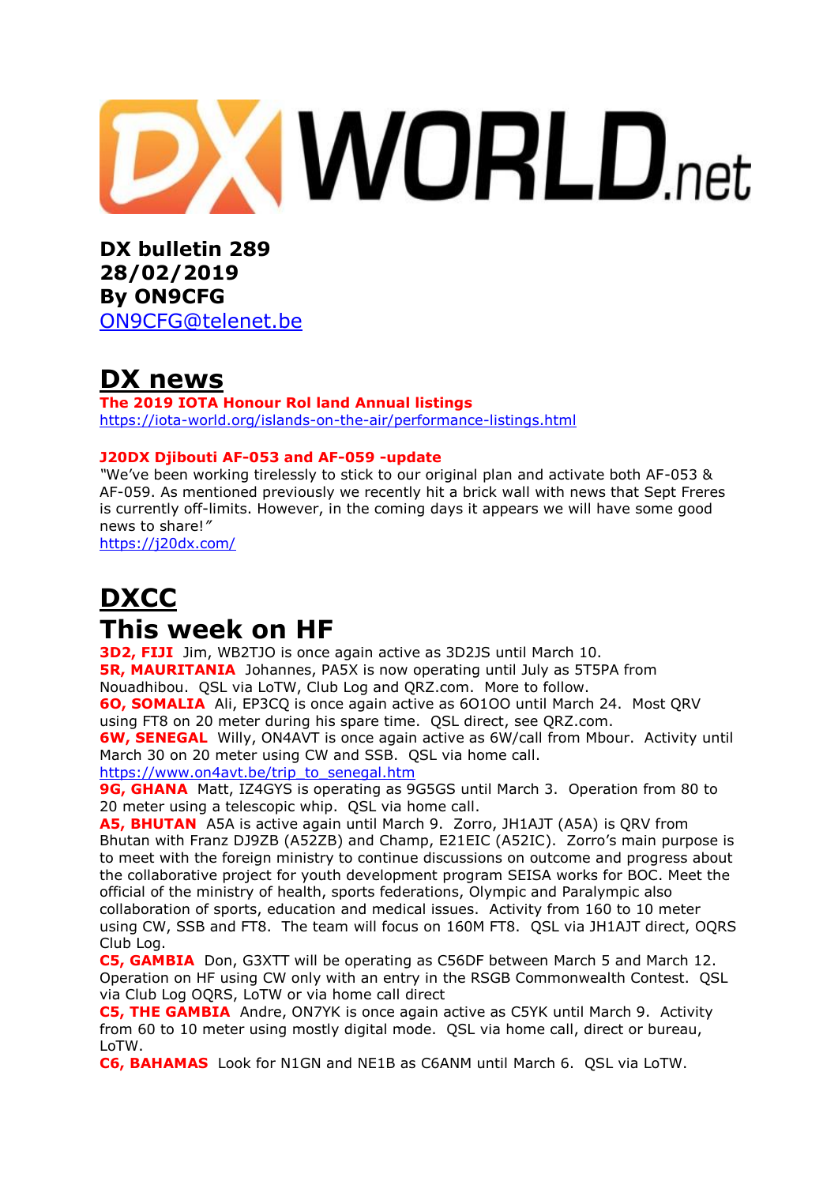# DX WORLD.net

**DX bulletin 289**
**28/02/2019**
**By ON9CFG**
ON9CFG@telenet.be

# DX news

**The 2019 IOTA Honour Rol land Annual listings**
https://iota-world.org/islands-on-the-air/performance-listings.html

**J20DX Djibouti AF-053 and AF-059 -update**
*"We've been working tirelessly to stick to our original plan and activate both AF-053 & AF-059. As mentioned previously we recently hit a brick wall with news that Sept Freres is currently off-limits. However, in the coming days it appears we will have some good news to share!"*
https://j20dx.com/

# DXCC

# This week on HF

**3D2, FIJI** Jim, WB2TJO is once again active as 3D2JS until March 10.
**5R, MAURITANIA** Johannes, PA5X is now operating until July as 5T5PA from Nouadhibou. QSL via LoTW, Club Log and QRZ.com. More to follow.
**6O, SOMALIA** Ali, EP3CQ is once again active as 6O1OO until March 24. Most QRV using FT8 on 20 meter during his spare time. QSL direct, see QRZ.com.
**6W, SENEGAL** Willy, ON4AVT is once again active as 6W/call from Mbour. Activity until March 30 on 20 meter using CW and SSB. QSL via home call.
https://www.on4avt.be/trip_to_senegal.htm
**9G, GHANA** Matt, IZ4GYS is operating as 9G5GS until March 3. Operation from 80 to 20 meter using a telescopic whip. QSL via home call.
**A5, BHUTAN** A5A is active again until March 9. Zorro, JH1AJT (A5A) is QRV from Bhutan with Franz DJ9ZB (A52ZB) and Champ, E21EIC (A52IC). Zorro's main purpose is to meet with the foreign ministry to continue discussions on outcome and progress about the collaborative project for youth development program SEISA works for BOC. Meet the official of the ministry of health, sports federations, Olympic and Paralympic also collaboration of sports, education and medical issues. Activity from 160 to 10 meter using CW, SSB and FT8. The team will focus on 160M FT8. QSL via JH1AJT direct, OQRS Club Log.
**C5, GAMBIA** Don, G3XTT will be operating as C56DF between March 5 and March 12. Operation on HF using CW only with an entry in the RSGB Commonwealth Contest. QSL via Club Log OQRS, LoTW or via home call direct
**C5, THE GAMBIA** Andre, ON7YK is once again active as C5YK until March 9. Activity from 60 to 10 meter using mostly digital mode. QSL via home call, direct or bureau, LoTW.
**C6, BAHAMAS** Look for N1GN and NE1B as C6ANM until March 6. QSL via LoTW.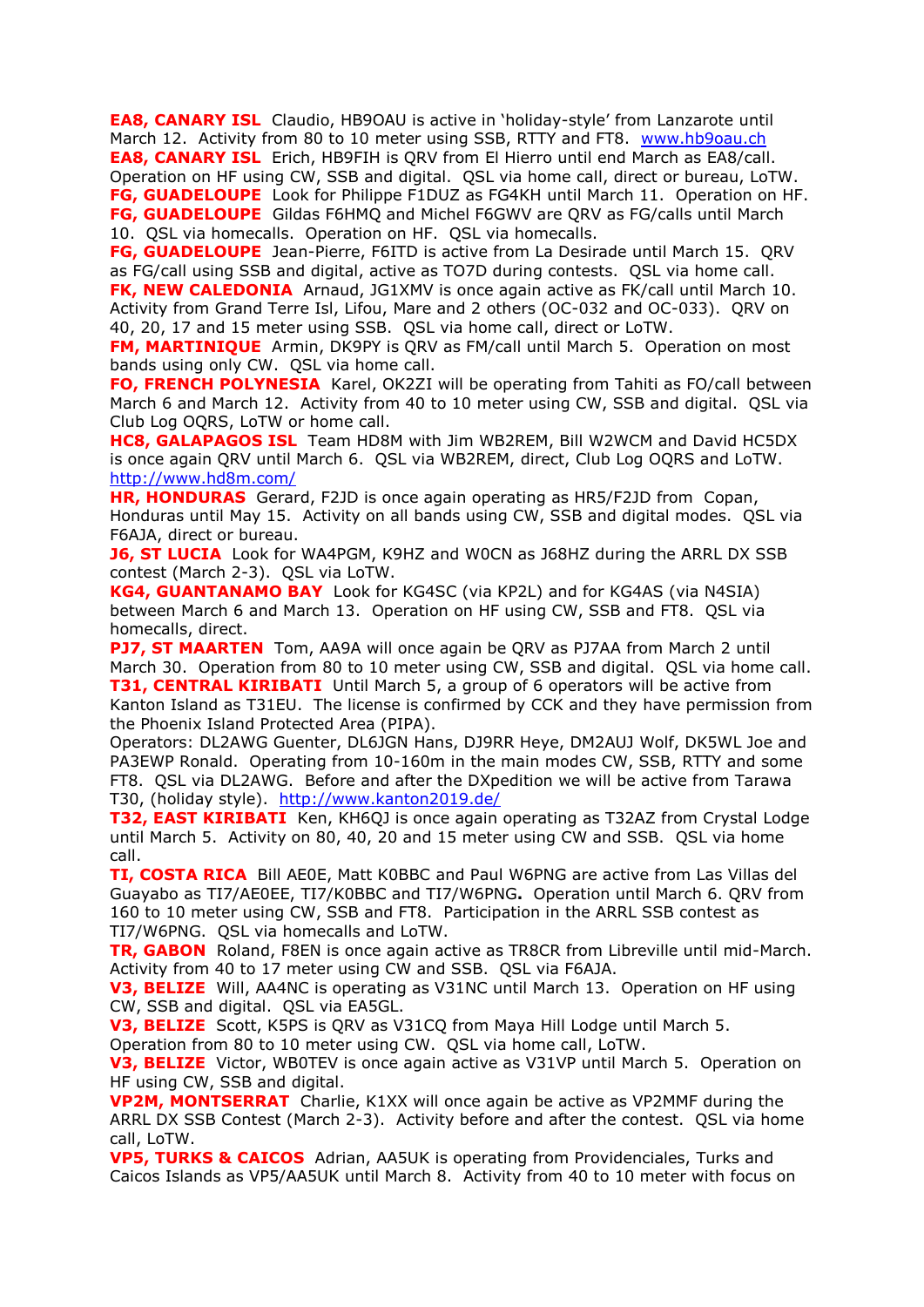**EA8, CANARY ISL** Claudio, HB9OAU is active in 'holiday-style' from Lanzarote until March 12. Activity from 80 to 10 meter using SSB, RTTY and FT8. www.hb9oau.ch

**EA8, CANARY ISL** Erich, HB9FIH is QRV from El Hierro until end March as EA8/call. Operation on HF using CW, SSB and digital. QSL via home call, direct or bureau, LoTW.

**FG, GUADELOUPE** Look for Philippe F1DUZ as FG4KH until March 11. Operation on HF.

**FG, GUADELOUPE** Gildas F6HMQ and Michel F6GWV are QRV as FG/calls until March 10. QSL via homecalls. Operation on HF. QSL via homecalls.

**FG, GUADELOUPE** Jean-Pierre, F6ITD is active from La Desirade until March 15. QRV as FG/call using SSB and digital, active as TO7D during contests. QSL via home call.

**FK, NEW CALEDONIA** Arnaud, JG1XMV is once again active as FK/call until March 10. Activity from Grand Terre Isl, Lifou, Mare and 2 others (OC-032 and OC-033). QRV on 40, 20, 17 and 15 meter using SSB. QSL via home call, direct or LoTW.

**FM, MARTINIQUE** Armin, DK9PY is QRV as FM/call until March 5. Operation on most bands using only CW. QSL via home call.

**FO, FRENCH POLYNESIA** Karel, OK2ZI will be operating from Tahiti as FO/call between March 6 and March 12. Activity from 40 to 10 meter using CW, SSB and digital. QSL via Club Log OQRS, LoTW or home call.

**HC8, GALAPAGOS ISL** Team HD8M with Jim WB2REM, Bill W2WCM and David HC5DX is once again QRV until March 6. QSL via WB2REM, direct, Club Log OQRS and LoTW. http://www.hd8m.com/

**HR, HONDURAS** Gerard, F2JD is once again operating as HR5/F2JD from Copan, Honduras until May 15. Activity on all bands using CW, SSB and digital modes. QSL via F6AJA, direct or bureau.

**J6, ST LUCIA** Look for WA4PGM, K9HZ and W0CN as J68HZ during the ARRL DX SSB contest (March 2-3). QSL via LoTW.

**KG4, GUANTANAMO BAY** Look for KG4SC (via KP2L) and for KG4AS (via N4SIA) between March 6 and March 13. Operation on HF using CW, SSB and FT8. QSL via homecalls, direct.

**PJ7, ST MAARTEN** Tom, AA9A will once again be QRV as PJ7AA from March 2 until March 30. Operation from 80 to 10 meter using CW, SSB and digital. QSL via home call.

**T31, CENTRAL KIRIBATI** Until March 5, a group of 6 operators will be active from Kanton Island as T31EU. The license is confirmed by CCK and they have permission from the Phoenix Island Protected Area (PIPA).
Operators: DL2AWG Guenter, DL6JGN Hans, DJ9RR Heye, DM2AUJ Wolf, DK5WL Joe and PA3EWP Ronald. Operating from 10-160m in the main modes CW, SSB, RTTY and some FT8. QSL via DL2AWG. Before and after the DXpedition we will be active from Tarawa T30, (holiday style). http://www.kanton2019.de/

**T32, EAST KIRIBATI** Ken, KH6QJ is once again operating as T32AZ from Crystal Lodge until March 5. Activity on 80, 40, 20 and 15 meter using CW and SSB. QSL via home call.

**TI, COSTA RICA** Bill AE0E, Matt K0BBC and Paul W6PNG are active from Las Villas del Guayabo as TI7/AE0EE, TI7/K0BBC and TI7/W6PNG**.** Operation until March 6. QRV from 160 to 10 meter using CW, SSB and FT8. Participation in the ARRL SSB contest as TI7/W6PNG. QSL via homecalls and LoTW.

**TR, GABON** Roland, F8EN is once again active as TR8CR from Libreville until mid-March. Activity from 40 to 17 meter using CW and SSB. QSL via F6AJA.

**V3, BELIZE** Will, AA4NC is operating as V31NC until March 13. Operation on HF using CW, SSB and digital. QSL via EA5GL.

**V3, BELIZE** Scott, K5PS is QRV as V31CQ from Maya Hill Lodge until March 5. Operation from 80 to 10 meter using CW. QSL via home call, LoTW.

**V3, BELIZE** Victor, WB0TEV is once again active as V31VP until March 5. Operation on HF using CW, SSB and digital.

**VP2M, MONTSERRAT** Charlie, K1XX will once again be active as VP2MMF during the ARRL DX SSB Contest (March 2-3). Activity before and after the contest. QSL via home call, LoTW.

**VP5, TURKS & CAICOS** Adrian, AA5UK is operating from Providenciales, Turks and Caicos Islands as VP5/AA5UK until March 8. Activity from 40 to 10 meter with focus on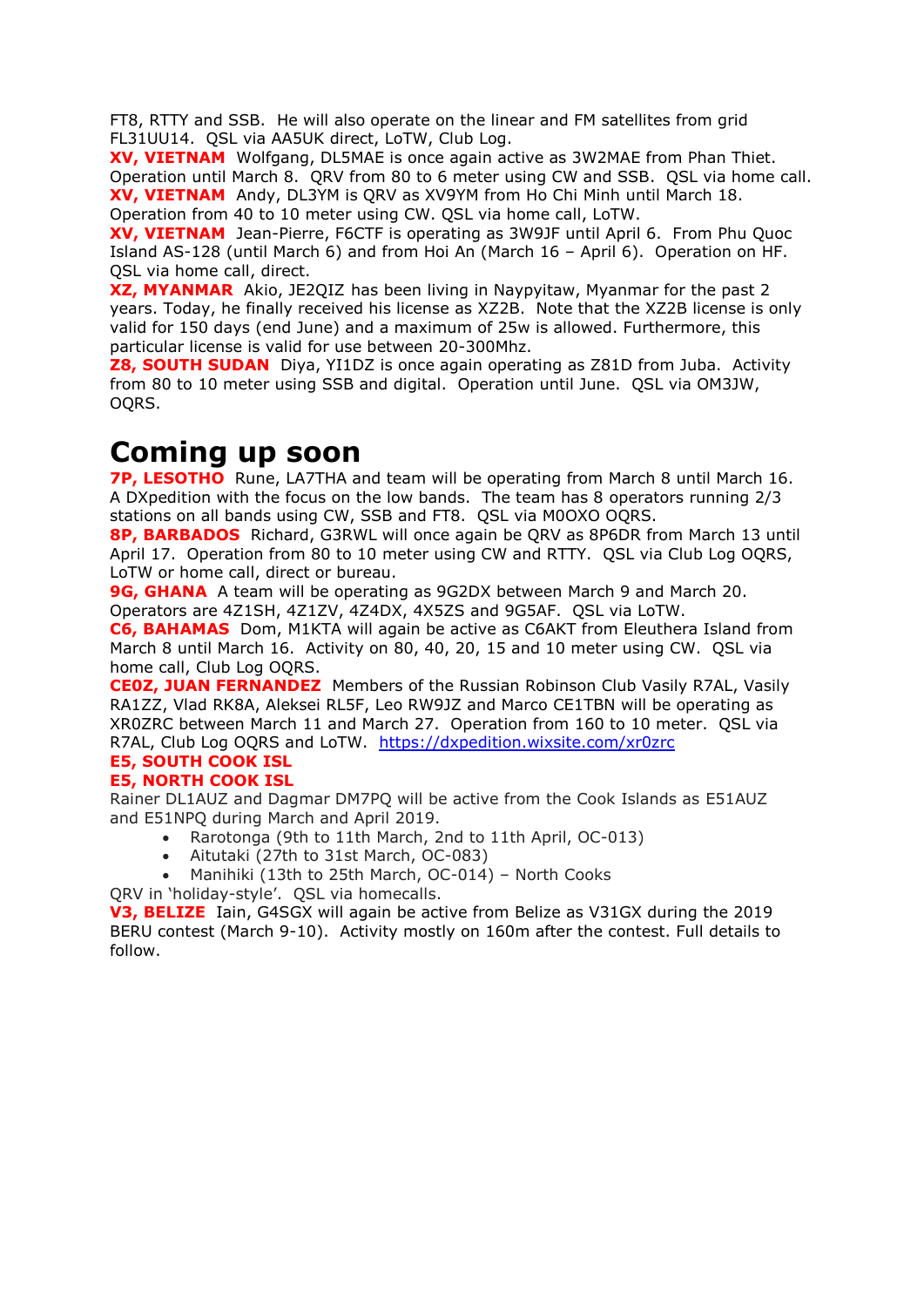FT8, RTTY and SSB. He will also operate on the linear and FM satellites from grid FL31UU14. QSL via AA5UK direct, LoTW, Club Log.

**XV, VIETNAM** Wolfgang, DL5MAE is once again active as 3W2MAE from Phan Thiet. Operation until March 8. QRV from 80 to 6 meter using CW and SSB. QSL via home call.

**XV, VIETNAM** Andy, DL3YM is QRV as XV9YM from Ho Chi Minh until March 18. Operation from 40 to 10 meter using CW. QSL via home call, LoTW.

**XV, VIETNAM** Jean-Pierre, F6CTF is operating as 3W9JF until April 6. From Phu Quoc Island AS-128 (until March 6) and from Hoi An (March 16 – April 6). Operation on HF. QSL via home call, direct.

**XZ, MYANMAR** Akio, JE2QIZ has been living in Naypyitaw, Myanmar for the past 2 years. Today, he finally received his license as XZ2B. Note that the XZ2B license is only valid for 150 days (end June) and a maximum of 25w is allowed. Furthermore, this particular license is valid for use between 20-300Mhz.

**Z8, SOUTH SUDAN** Diya, YI1DZ is once again operating as Z81D from Juba. Activity from 80 to 10 meter using SSB and digital. Operation until June. QSL via OM3JW, OQRS.

# Coming up soon

**7P, LESOTHO** Rune, LA7THA and team will be operating from March 8 until March 16. A DXpedition with the focus on the low bands. The team has 8 operators running 2/3 stations on all bands using CW, SSB and FT8. QSL via M0OXO OQRS.

**8P, BARBADOS** Richard, G3RWL will once again be QRV as 8P6DR from March 13 until April 17. Operation from 80 to 10 meter using CW and RTTY. QSL via Club Log OQRS, LoTW or home call, direct or bureau.

**9G, GHANA** A team will be operating as 9G2DX between March 9 and March 20. Operators are 4Z1SH, 4Z1ZV, 4Z4DX, 4X5ZS and 9G5AF. QSL via LoTW.

**C6, BAHAMAS** Dom, M1KTA will again be active as C6AKT from Eleuthera Island from March 8 until March 16. Activity on 80, 40, 20, 15 and 10 meter using CW. QSL via home call, Club Log OQRS.

**CE0Z, JUAN FERNANDEZ** Members of the Russian Robinson Club Vasily R7AL, Vasily RA1ZZ, Vlad RK8A, Aleksei RL5F, Leo RW9JZ and Marco CE1TBN will be operating as XR0ZRC between March 11 and March 27. Operation from 160 to 10 meter. QSL via R7AL, Club Log OQRS and LoTW. https://dxpedition.wixsite.com/xr0zrc

**E5, SOUTH COOK ISL**

**E5, NORTH COOK ISL**

Rainer DL1AUZ and Dagmar DM7PQ will be active from the Cook Islands as E51AUZ and E51NPQ during March and April 2019.

- Rarotonga (9th to 11th March, 2nd to 11th April, OC-013)
- Aitutaki (27th to 31st March, OC-083)
- Manihiki (13th to 25th March, OC-014) – North Cooks

QRV in 'holiday-style'. QSL via homecalls.

**V3, BELIZE** Iain, G4SGX will again be active from Belize as V31GX during the 2019 BERU contest (March 9-10). Activity mostly on 160m after the contest. Full details to follow.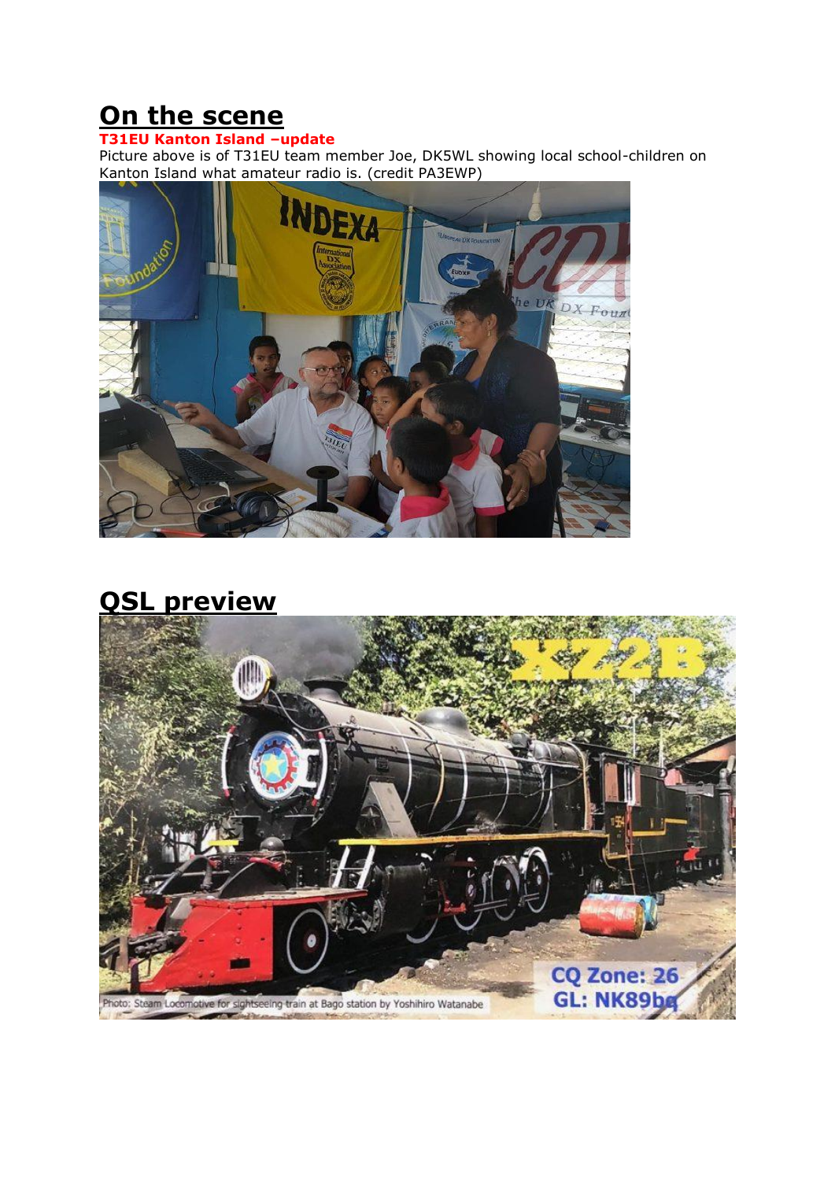# On the scene

**T31EU Kanton Island –update**

Picture above is of T31EU team member Joe, DK5WL showing local school-children on Kanton Island what amateur radio is. (credit PA3EWP)

# QSL preview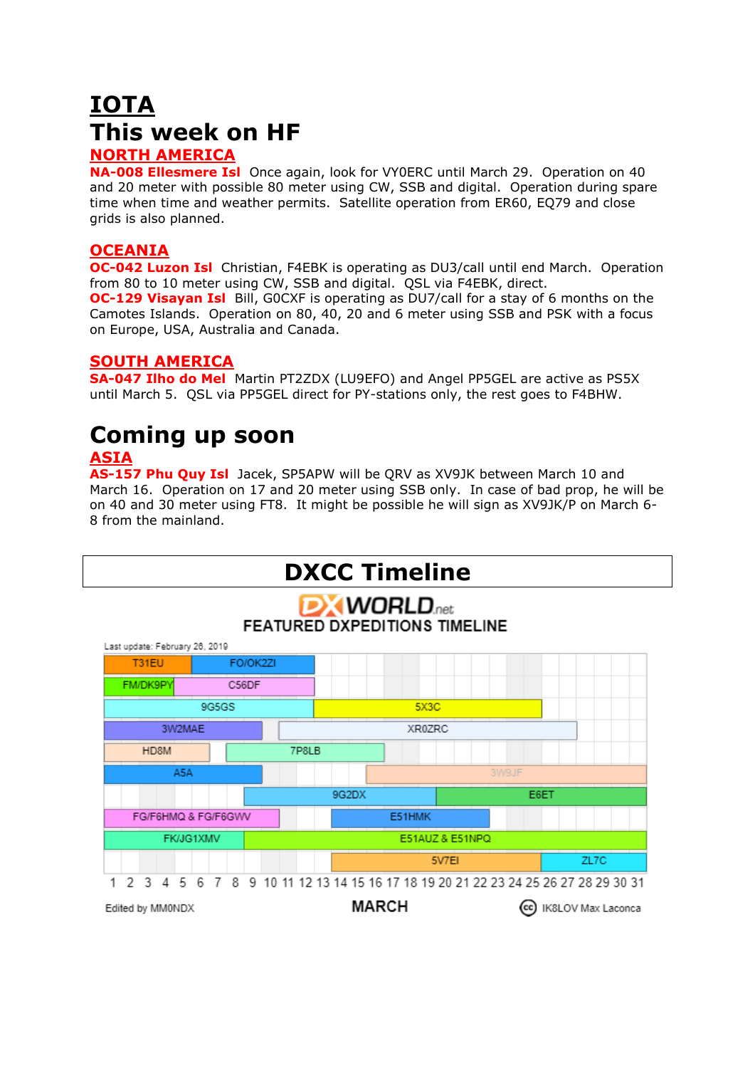# IOTA

# This week on HF

## NORTH AMERICA

**NA-008 Ellesmere Isl** Once again, look for VY0ERC until March 29. Operation on 40 and 20 meter with possible 80 meter using CW, SSB and digital. Operation during spare time when time and weather permits. Satellite operation from ER60, EQ79 and close grids is also planned.

## OCEANIA

**OC-042 Luzon Isl** Christian, F4EBK is operating as DU3/call until end March. Operation from 80 to 10 meter using CW, SSB and digital. QSL via F4EBK, direct.

**OC-129 Visayan Isl** Bill, G0CXF is operating as DU7/call for a stay of 6 months on the Camotes Islands. Operation on 80, 40, 20 and 6 meter using SSB and PSK with a focus on Europe, USA, Australia and Canada.

## SOUTH AMERICA

**SA-047 Ilho do Mel** Martin PT2ZDX (LU9EFO) and Angel PP5GEL are active as PS5X until March 5. QSL via PP5GEL direct for PY-stations only, the rest goes to F4BHW.

# Coming up soon

## ASIA

**AS-157 Phu Quy Isl** Jacek, SP5APW will be QRV as XV9JK between March 10 and March 16. Operation on 17 and 20 meter using SSB only. In case of bad prop, he will be on 40 and 30 meter using FT8. It might be possible he will sign as XV9JK/P on March 6-8 from the mainland.

# DXCC Timeline

DXWORLD.net FEATURED DXPEDITIONS TIMELINE

Last update: February 26, 2019

| Callsign | March dates (approx.) |
|---|---|
| T31EU | 1–5 |
| FO/OK2ZI | 6–12 |
| FM/DK9PY | 1–4 |
| C56DF | 5–12 |
| 9G5GS | 1–12 |
| 5X3C | 13–25 |
| 3W2MAE | 1–9 |
| XR0ZRC | 11–27 |
| HD8M | 1–6 |
| 7P8LB | 8–16 |
| A5A | 1–9 |
| 3W9JF | 16–31 |
| 9G2DX | 9–19 |
| E6ET | 20–31 |
| FG/F6HMQ & FG/F6GWV | 1–10 |
| E51HMK | 14–22 |
| FK/JG1XMV | 1–8 |
| E51AUZ & E51NPQ | 9–31 |
| 5V7EI | 14–25 |
| ZL7C | 26–31 |

MARCH

Edited by MM0NDX

IK8LOV Max Laconca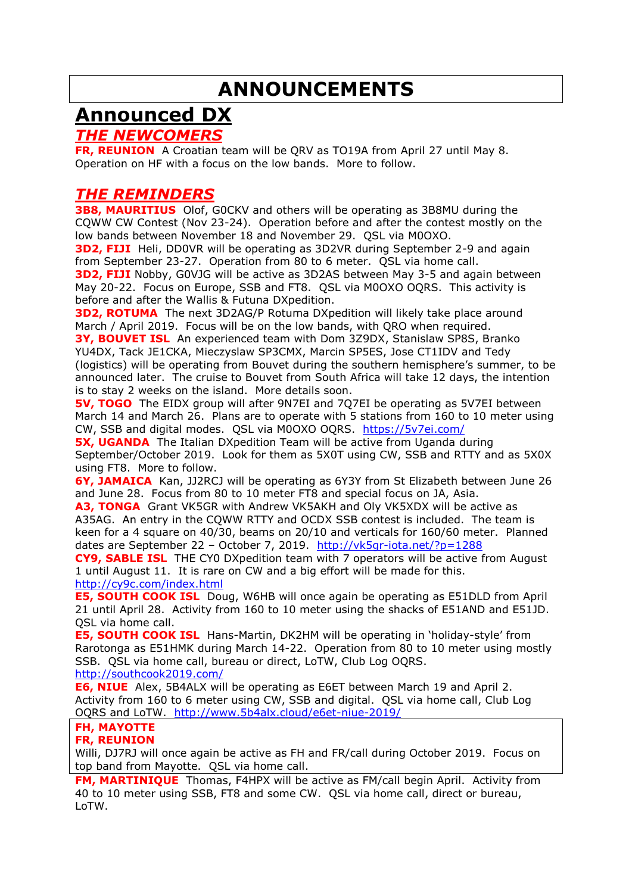# ANNOUNCEMENTS

## Announced DX

### *THE NEWCOMERS*

**FR, REUNION** A Croatian team will be QRV as TO19A from April 27 until May 8. Operation on HF with a focus on the low bands. More to follow.

### *THE REMINDERS*

**3B8, MAURITIUS** Olof, G0CKV and others will be operating as 3B8MU during the CQWW CW Contest (Nov 23-24). Operation before and after the contest mostly on the low bands between November 18 and November 29. QSL via M0OXO.

**3D2, FIJI** Heli, DD0VR will be operating as 3D2VR during September 2-9 and again from September 23-27. Operation from 80 to 6 meter. QSL via home call.

**3D2, FIJI** Nobby, G0VJG will be active as 3D2AS between May 3-5 and again between May 20-22. Focus on Europe, SSB and FT8. QSL via M0OXO OQRS. This activity is before and after the Wallis & Futuna DXpedition.

**3D2, ROTUMA** The next 3D2AG/P Rotuma DXpedition will likely take place around March / April 2019. Focus will be on the low bands, with QRO when required.

**3Y, BOUVET ISL** An experienced team with Dom 3Z9DX, Stanislaw SP8S, Branko YU4DX, Tack JE1CKA, Mieczyslaw SP3CMX, Marcin SP5ES, Jose CT1IDV and Tedy (logistics) will be operating from Bouvet during the southern hemisphere's summer, to be announced later. The cruise to Bouvet from South Africa will take 12 days, the intention is to stay 2 weeks on the island. More details soon.

**5V, TOGO** The EIDX group will after 9N7EI and 7Q7EI be operating as 5V7EI between March 14 and March 26. Plans are to operate with 5 stations from 160 to 10 meter using CW, SSB and digital modes. QSL via M0OXO OQRS. https://5v7ei.com/

**5X, UGANDA** The Italian DXpedition Team will be active from Uganda during September/October 2019. Look for them as 5X0T using CW, SSB and RTTY and as 5X0X using FT8. More to follow.

**6Y, JAMAICA** Kan, JJ2RCJ will be operating as 6Y3Y from St Elizabeth between June 26 and June 28. Focus from 80 to 10 meter FT8 and special focus on JA, Asia.

**A3, TONGA** Grant VK5GR with Andrew VK5AKH and Oly VK5XDX will be active as A35AG. An entry in the CQWW RTTY and OCDX SSB contest is included. The team is keen for a 4 square on 40/30, beams on 20/10 and verticals for 160/60 meter. Planned dates are September 22 – October 7, 2019. http://vk5gr-iota.net/?p=1288

**CY9, SABLE ISL** THE CY0 DXpedition team with 7 operators will be active from August 1 until August 11. It is rare on CW and a big effort will be made for this. http://cy9c.com/index.html

**E5, SOUTH COOK ISL** Doug, W6HB will once again be operating as E51DLD from April 21 until April 28. Activity from 160 to 10 meter using the shacks of E51AND and E51JD. QSL via home call.

**E5, SOUTH COOK ISL** Hans-Martin, DK2HM will be operating in 'holiday-style' from Rarotonga as E51HMK during March 14-22. Operation from 80 to 10 meter using mostly SSB. QSL via home call, bureau or direct, LoTW, Club Log OQRS. http://southcook2019.com/

**E6, NIUE** Alex, 5B4ALX will be operating as E6ET between March 19 and April 2. Activity from 160 to 6 meter using CW, SSB and digital. QSL via home call, Club Log OQRS and LoTW. http://www.5b4alx.cloud/e6et-niue-2019/

**FH, MAYOTTE**
**FR, REUNION**
Willi, DJ7RJ will once again be active as FH and FR/call during October 2019. Focus on top band from Mayotte. QSL via home call.

**FM, MARTINIQUE** Thomas, F4HPX will be active as FM/call begin April. Activity from 40 to 10 meter using SSB, FT8 and some CW. QSL via home call, direct or bureau, LoTW.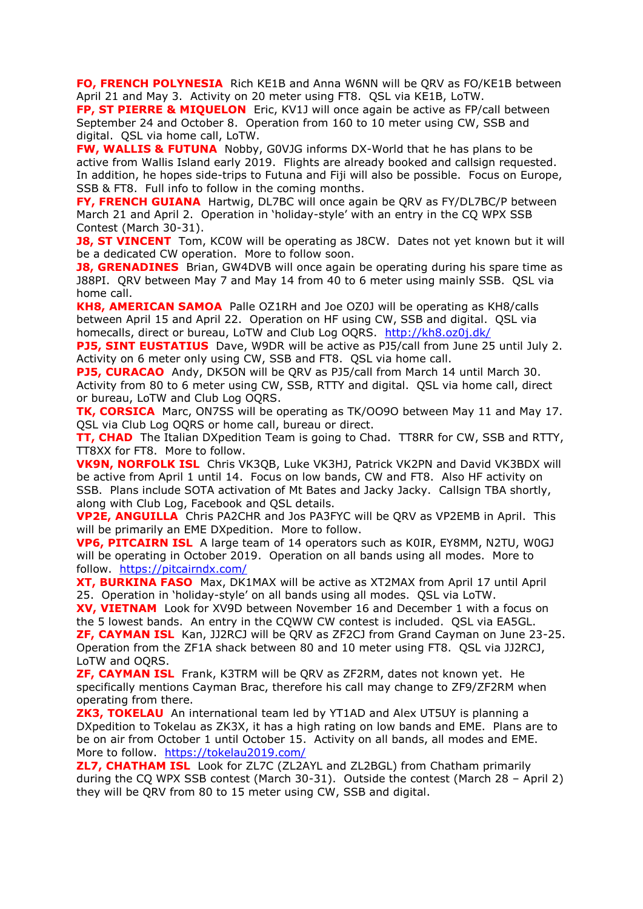**FO, FRENCH POLYNESIA** Rich KE1B and Anna W6NN will be QRV as FO/KE1B between April 21 and May 3. Activity on 20 meter using FT8. QSL via KE1B, LoTW.

**FP, ST PIERRE & MIQUELON** Eric, KV1J will once again be active as FP/call between September 24 and October 8. Operation from 160 to 10 meter using CW, SSB and digital. QSL via home call, LoTW.

**FW, WALLIS & FUTUNA** Nobby, G0VJG informs DX-World that he has plans to be active from Wallis Island early 2019. Flights are already booked and callsign requested. In addition, he hopes side-trips to Futuna and Fiji will also be possible. Focus on Europe, SSB & FT8. Full info to follow in the coming months.

**FY, FRENCH GUIANA** Hartwig, DL7BC will once again be QRV as FY/DL7BC/P between March 21 and April 2. Operation in 'holiday-style' with an entry in the CQ WPX SSB Contest (March 30-31).

**J8, ST VINCENT** Tom, KC0W will be operating as J8CW. Dates not yet known but it will be a dedicated CW operation. More to follow soon.

**J8, GRENADINES** Brian, GW4DVB will once again be operating during his spare time as J88PI. QRV between May 7 and May 14 from 40 to 6 meter using mainly SSB. QSL via home call.

**KH8, AMERICAN SAMOA** Palle OZ1RH and Joe OZ0J will be operating as KH8/calls between April 15 and April 22. Operation on HF using CW, SSB and digital. QSL via homecalls, direct or bureau, LoTW and Club Log OQRS. http://kh8.oz0j.dk/

**PJ5, SINT EUSTATIUS** Dave, W9DR will be active as PJ5/call from June 25 until July 2. Activity on 6 meter only using CW, SSB and FT8. QSL via home call.

**PJ5, CURACAO** Andy, DK5ON will be QRV as PJ5/call from March 14 until March 30. Activity from 80 to 6 meter using CW, SSB, RTTY and digital. QSL via home call, direct or bureau, LoTW and Club Log OQRS.

**TK, CORSICA** Marc, ON7SS will be operating as TK/OO9O between May 11 and May 17. QSL via Club Log OQRS or home call, bureau or direct.

**TT, CHAD** The Italian DXpedition Team is going to Chad. TT8RR for CW, SSB and RTTY, TT8XX for FT8. More to follow.

**VK9N, NORFOLK ISL** Chris VK3QB, Luke VK3HJ, Patrick VK2PN and David VK3BDX will be active from April 1 until 14. Focus on low bands, CW and FT8. Also HF activity on SSB. Plans include SOTA activation of Mt Bates and Jacky Jacky. Callsign TBA shortly, along with Club Log, Facebook and QSL details.

**VP2E, ANGUILLA** Chris PA2CHR and Jos PA3FYC will be QRV as VP2EMB in April. This will be primarily an EME DXpedition. More to follow.

**VP6, PITCAIRN ISL** A large team of 14 operators such as K0IR, EY8MM, N2TU, W0GJ will be operating in October 2019. Operation on all bands using all modes. More to follow. https://pitcairndx.com/

**XT, BURKINA FASO** Max, DK1MAX will be active as XT2MAX from April 17 until April 25. Operation in 'holiday-style' on all bands using all modes. QSL via LoTW.

**XV, VIETNAM** Look for XV9D between November 16 and December 1 with a focus on the 5 lowest bands. An entry in the CQWW CW contest is included. QSL via EA5GL.

**ZF, CAYMAN ISL** Kan, JJ2RCJ will be QRV as ZF2CJ from Grand Cayman on June 23-25. Operation from the ZF1A shack between 80 and 10 meter using FT8. QSL via JJ2RCJ, LoTW and OQRS.

**ZF, CAYMAN ISL** Frank, K3TRM will be QRV as ZF2RM, dates not known yet. He specifically mentions Cayman Brac, therefore his call may change to ZF9/ZF2RM when operating from there.

**ZK3, TOKELAU** An international team led by YT1AD and Alex UT5UY is planning a DXpedition to Tokelau as ZK3X, it has a high rating on low bands and EME. Plans are to be on air from October 1 until October 15. Activity on all bands, all modes and EME. More to follow. https://tokelau2019.com/

**ZL7, CHATHAM ISL** Look for ZL7C (ZL2AYL and ZL2BGL) from Chatham primarily during the CQ WPX SSB contest (March 30-31). Outside the contest (March 28 – April 2) they will be QRV from 80 to 15 meter using CW, SSB and digital.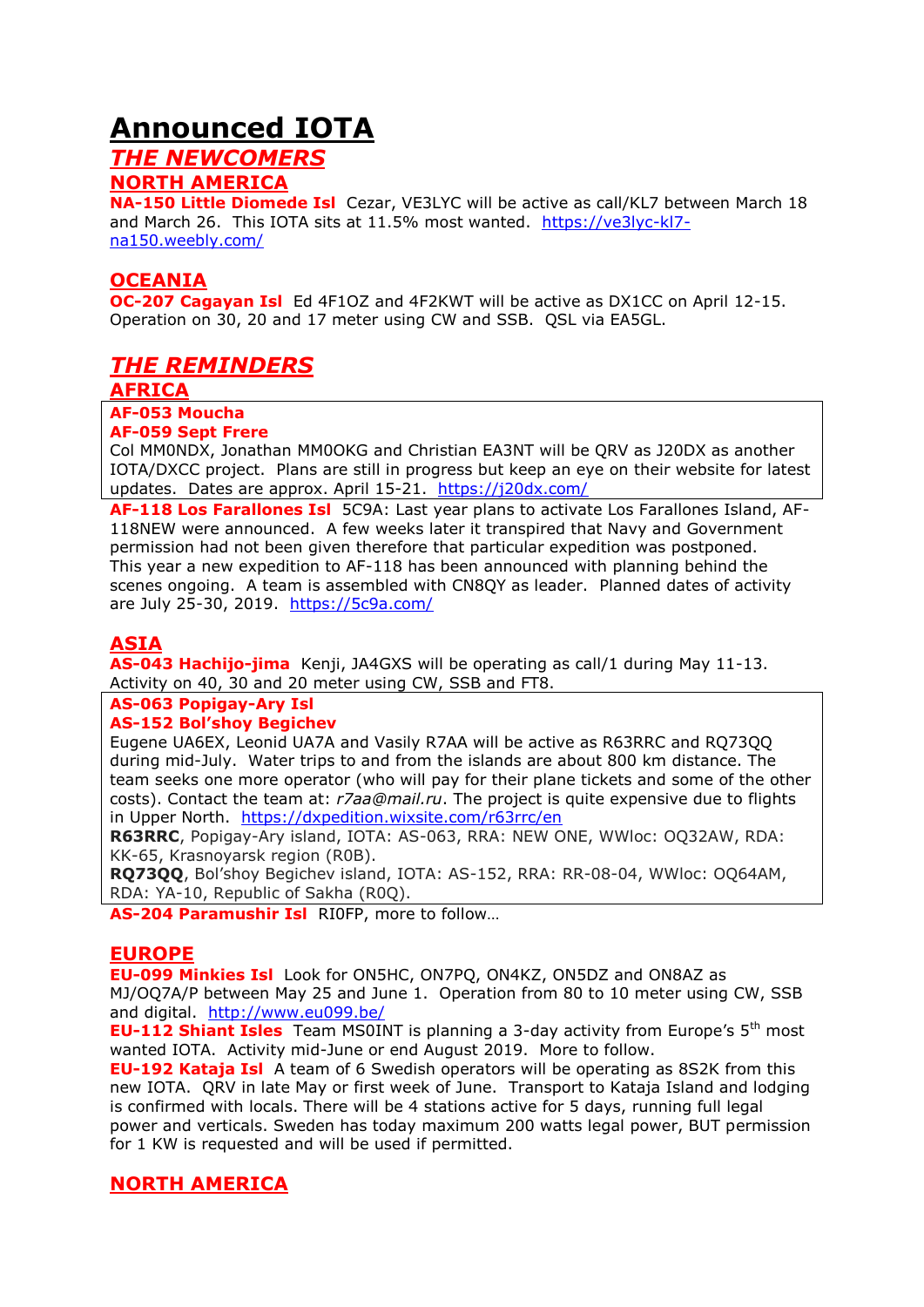# Announced IOTA

## *THE NEWCOMERS*

### NORTH AMERICA

**NA-150 Little Diomede Isl** Cezar, VE3LYC will be active as call/KL7 between March 18 and March 26. This IOTA sits at 11.5% most wanted. https://ve3lyc-kl7-na150.weebly.com/

### OCEANIA

**OC-207 Cagayan Isl** Ed 4F1OZ and 4F2KWT will be active as DX1CC on April 12-15. Operation on 30, 20 and 17 meter using CW and SSB. QSL via EA5GL.

## *THE REMINDERS*

### AFRICA

**AF-053 Moucha**
**AF-059 Sept Frere**
Col MM0NDX, Jonathan MM0OKG and Christian EA3NT will be QRV as J20DX as another IOTA/DXCC project. Plans are still in progress but keep an eye on their website for latest updates. Dates are approx. April 15-21. https://j20dx.com/

**AF-118 Los Farallones Isl** 5C9A: Last year plans to activate Los Farallones Island, AF-118NEW were announced. A few weeks later it transpired that Navy and Government permission had not been given therefore that particular expedition was postponed. This year a new expedition to AF-118 has been announced with planning behind the scenes ongoing. A team is assembled with CN8QY as leader. Planned dates of activity are July 25-30, 2019. https://5c9a.com/

### ASIA

**AS-043 Hachijo-jima** Kenji, JA4GXS will be operating as call/1 during May 11-13. Activity on 40, 30 and 20 meter using CW, SSB and FT8.

**AS-063 Popigay-Ary Isl**
**AS-152 Bol'shoy Begichev**
Eugene UA6EX, Leonid UA7A and Vasily R7AA will be active as R63RRC and RQ73QQ during mid-July. Water trips to and from the islands are about 800 km distance. The team seeks one more operator (who will pay for their plane tickets and some of the other costs). Contact the team at: *r7aa@mail.ru*. The project is quite expensive due to flights in Upper North. https://dxpedition.wixsite.com/r63rrc/en
**R63RRC**, Popigay-Ary island, IOTA: AS-063, RRA: NEW ONE, WWloc: OQ32AW, RDA: KK-65, Krasnoyarsk region (R0B).
**RQ73QQ**, Bol'shoy Begichev island, IOTA: AS-152, RRA: RR-08-04, WWloc: OQ64AM, RDA: YA-10, Republic of Sakha (R0Q).

**AS-204 Paramushir Isl** RI0FP, more to follow…

### EUROPE

**EU-099 Minkies Isl** Look for ON5HC, ON7PQ, ON4KZ, ON5DZ and ON8AZ as MJ/OQ7A/P between May 25 and June 1. Operation from 80 to 10 meter using CW, SSB and digital. http://www.eu099.be/

**EU-112 Shiant Isles** Team MS0INT is planning a 3-day activity from Europe's 5th most wanted IOTA. Activity mid-June or end August 2019. More to follow.

**EU-192 Kataja Isl** A team of 6 Swedish operators will be operating as 8S2K from this new IOTA. QRV in late May or first week of June. Transport to Kataja Island and lodging is confirmed with locals. There will be 4 stations active for 5 days, running full legal power and verticals. Sweden has today maximum 200 watts legal power, BUT permission for 1 KW is requested and will be used if permitted.

### NORTH AMERICA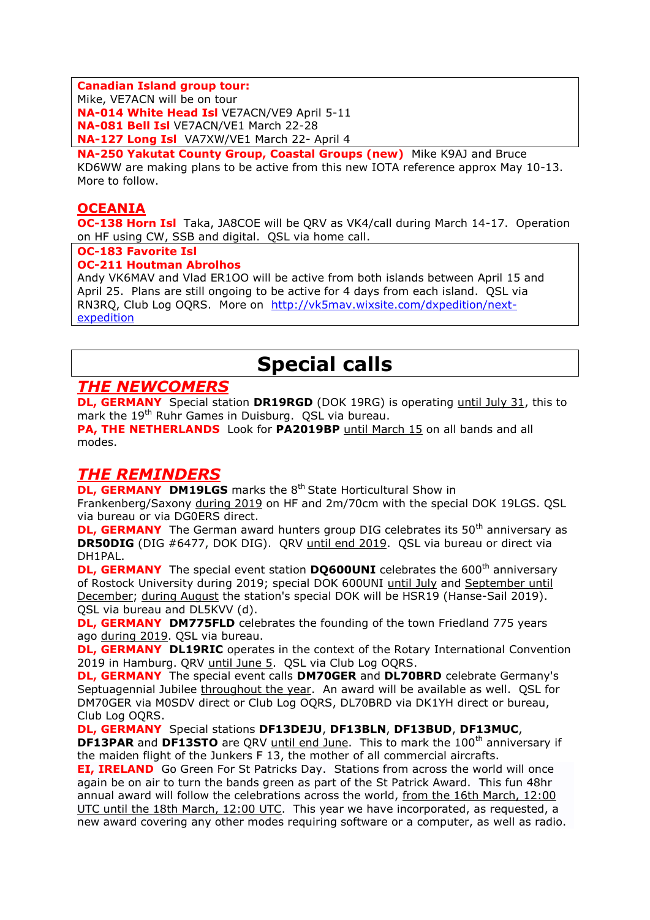**Canadian Island group tour:**
Mike, VE7ACN will be on tour
**NA-014 White Head Isl** VE7ACN/VE9 April 5-11
**NA-081 Bell Isl** VE7ACN/VE1 March 22-28
**NA-127 Long Isl** VA7XW/VE1 March 22- April 4

**NA-250 Yakutat County Group, Coastal Groups (new)** Mike K9AJ and Bruce KD6WW are making plans to be active from this new IOTA reference approx May 10-13. More to follow.

## OCEANIA

**OC-138 Horn Isl** Taka, JA8COE will be QRV as VK4/call during March 14-17. Operation on HF using CW, SSB and digital. QSL via home call.

**OC-183 Favorite Isl**
**OC-211 Houtman Abrolhos**
Andy VK6MAV and Vlad ER1OO will be active from both islands between April 15 and April 25. Plans are still ongoing to be active for 4 days from each island. QSL via RN3RQ, Club Log OQRS. More on http://vk5mav.wixsite.com/dxpedition/next-expedition

# Special calls

## *THE NEWCOMERS*

**DL, GERMANY** Special station **DR19RGD** (DOK 19RG) is operating until July 31, this to mark the 19th Ruhr Games in Duisburg. QSL via bureau.
**PA, THE NETHERLANDS** Look for **PA2019BP** until March 15 on all bands and all modes.

## *THE REMINDERS*

**DL, GERMANY** **DM19LGS** marks the 8th State Horticultural Show in Frankenberg/Saxony during 2019 on HF and 2m/70cm with the special DOK 19LGS. QSL via bureau or via DG0ERS direct.
**DL, GERMANY** The German award hunters group DIG celebrates its 50th anniversary as **DR50DIG** (DIG #6477, DOK DIG). QRV until end 2019. QSL via bureau or direct via DH1PAL.
**DL, GERMANY** The special event station **DQ600UNI** celebrates the 600th anniversary of Rostock University during 2019; special DOK 600UNI until July and September until December; during August the station's special DOK will be HSR19 (Hanse-Sail 2019). QSL via bureau and DL5KVV (d).
**DL, GERMANY** **DM775FLD** celebrates the founding of the town Friedland 775 years ago during 2019. QSL via bureau.
**DL, GERMANY** **DL19RIC** operates in the context of the Rotary International Convention 2019 in Hamburg. QRV until June 5. QSL via Club Log OQRS.
**DL, GERMANY** The special event calls **DM70GER** and **DL70BRD** celebrate Germany's Septuagennial Jubilee throughout the year. An award will be available as well. QSL for DM70GER via M0SDV direct or Club Log OQRS, DL70BRD via DK1YH direct or bureau, Club Log OQRS.
**DL, GERMANY** Special stations **DF13DEJU**, **DF13BLN**, **DF13BUD**, **DF13MUC**, **DF13PAR** and **DF13STO** are QRV until end June. This to mark the 100th anniversary if the maiden flight of the Junkers F 13, the mother of all commercial aircrafts.
**EI, IRELAND** Go Green For St Patricks Day. Stations from across the world will once again be on air to turn the bands green as part of the St Patrick Award. This fun 48hr annual award will follow the celebrations across the world, from the 16th March, 12:00 UTC until the 18th March, 12:00 UTC. This year we have incorporated, as requested, a new award covering any other modes requiring software or a computer, as well as radio.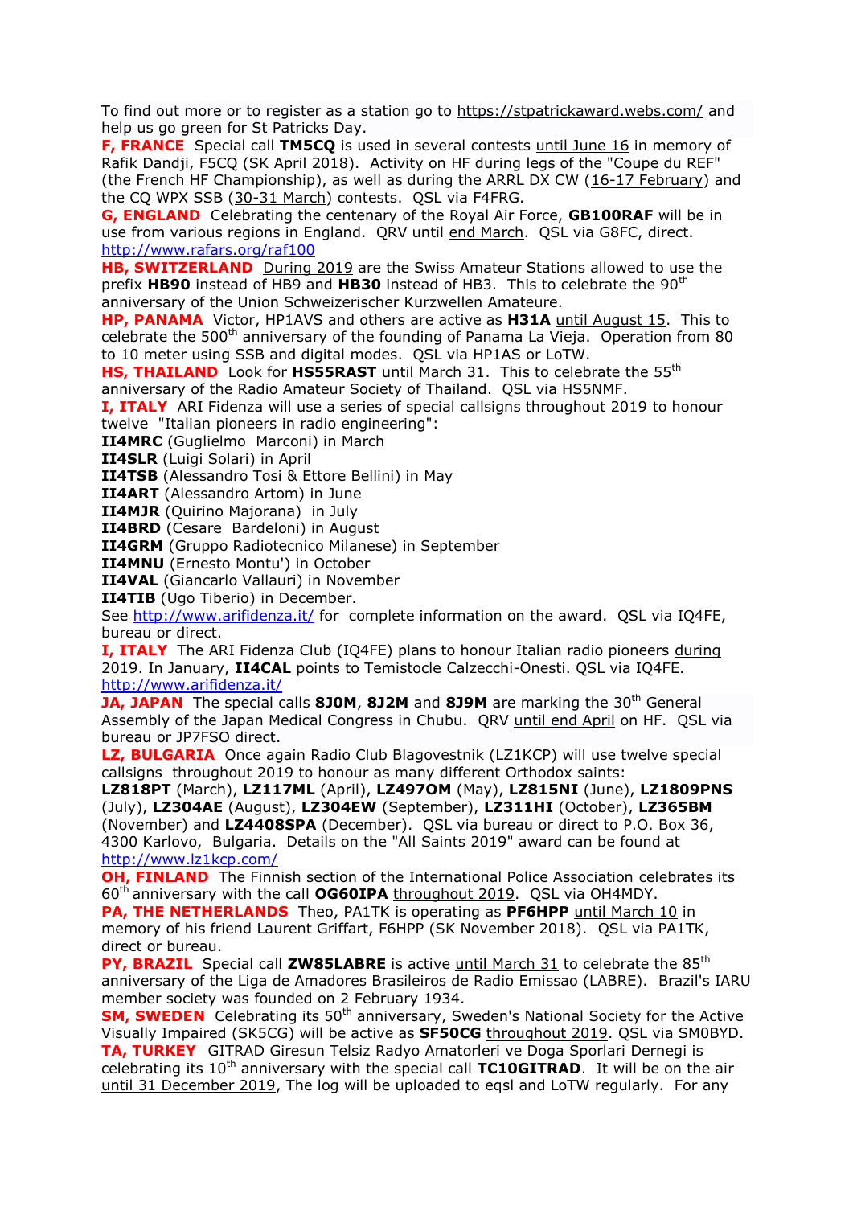To find out more or to register as a station go to https://stpatrickaward.webs.com/ and help us go green for St Patricks Day.

**F, FRANCE** Special call **TM5CQ** is used in several contests until June 16 in memory of Rafik Dandji, F5CQ (SK April 2018). Activity on HF during legs of the "Coupe du REF" (the French HF Championship), as well as during the ARRL DX CW (16-17 February) and the CQ WPX SSB (30-31 March) contests. QSL via F4FRG.

**G, ENGLAND** Celebrating the centenary of the Royal Air Force, **GB100RAF** will be in use from various regions in England. QRV until end March. QSL via G8FC, direct. http://www.rafars.org/raf100

**HB, SWITZERLAND** During 2019 are the Swiss Amateur Stations allowed to use the prefix **HB90** instead of HB9 and **HB30** instead of HB3. This to celebrate the 90th anniversary of the Union Schweizerischer Kurzwellen Amateure.

**HP, PANAMA** Victor, HP1AVS and others are active as **H31A** until August 15. This to celebrate the 500th anniversary of the founding of Panama La Vieja. Operation from 80 to 10 meter using SSB and digital modes. QSL via HP1AS or LoTW.

**HS, THAILAND** Look for **HS55RAST** until March 31. This to celebrate the 55th anniversary of the Radio Amateur Society of Thailand. QSL via HS5NMF.

**I, ITALY** ARI Fidenza will use a series of special callsigns throughout 2019 to honour twelve "Italian pioneers in radio engineering":

**II4MRC** (Guglielmo Marconi) in March
**II4SLR** (Luigi Solari) in April
**II4TSB** (Alessandro Tosi & Ettore Bellini) in May
**II4ART** (Alessandro Artom) in June
**II4MJR** (Quirino Majorana) in July
**II4BRD** (Cesare Bardeloni) in August
**II4GRM** (Gruppo Radiotecnico Milanese) in September
**II4MNU** (Ernesto Montu') in October
**II4VAL** (Giancarlo Vallauri) in November
**II4TIB** (Ugo Tiberio) in December.

See http://www.arifidenza.it/ for complete information on the award. QSL via IQ4FE, bureau or direct.

**I, ITALY** The ARI Fidenza Club (IQ4FE) plans to honour Italian radio pioneers during 2019. In January, **II4CAL** points to Temistocle Calzecchi-Onesti. QSL via IQ4FE. http://www.arifidenza.it/

**JA, JAPAN** The special calls **8J0M**, **8J2M** and **8J9M** are marking the 30th General Assembly of the Japan Medical Congress in Chubu. QRV until end April on HF. QSL via bureau or JP7FSO direct.

**LZ, BULGARIA** Once again Radio Club Blagovestnik (LZ1KCP) will use twelve special callsigns throughout 2019 to honour as many different Orthodox saints: **LZ818PT** (March), **LZ117ML** (April), **LZ497OM** (May), **LZ815NI** (June), **LZ1809PNS** (July), **LZ304AE** (August), **LZ304EW** (September), **LZ311HI** (October), **LZ365BM** (November) and **LZ4408SPA** (December). QSL via bureau or direct to P.O. Box 36, 4300 Karlovo, Bulgaria. Details on the "All Saints 2019" award can be found at http://www.lz1kcp.com/

**OH, FINLAND** The Finnish section of the International Police Association celebrates its 60th anniversary with the call **OG60IPA** throughout 2019. QSL via OH4MDY.

**PA, THE NETHERLANDS** Theo, PA1TK is operating as **PF6HPP** until March 10 in memory of his friend Laurent Griffart, F6HPP (SK November 2018). QSL via PA1TK, direct or bureau.

**PY, BRAZIL** Special call **ZW85LABRE** is active until March 31 to celebrate the 85th anniversary of the Liga de Amadores Brasileiros de Radio Emissao (LABRE). Brazil's IARU member society was founded on 2 February 1934.

**SM, SWEDEN** Celebrating its 50th anniversary, Sweden's National Society for the Active Visually Impaired (SK5CG) will be active as **SF50CG** throughout 2019. QSL via SM0BYD.

**TA, TURKEY** GITRAD Giresun Telsiz Radyo Amatorleri ve Doga Sporlari Dernegi is celebrating its 10th anniversary with the special call **TC10GITRAD**. It will be on the air until 31 December 2019, The log will be uploaded to eqsl and LoTW regularly. For any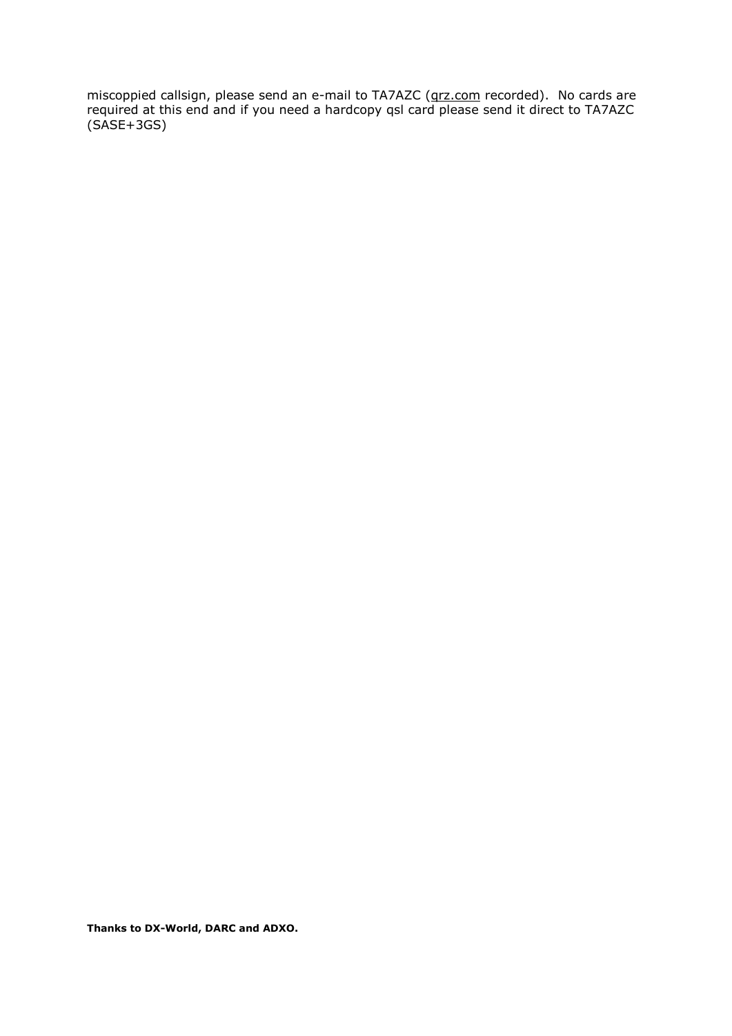miscoppied callsign, please send an e-mail to TA7AZC (qrz.com recorded). No cards are required at this end and if you need a hardcopy qsl card please send it direct to TA7AZC (SASE+3GS)

**Thanks to DX-World, DARC and ADXO.**